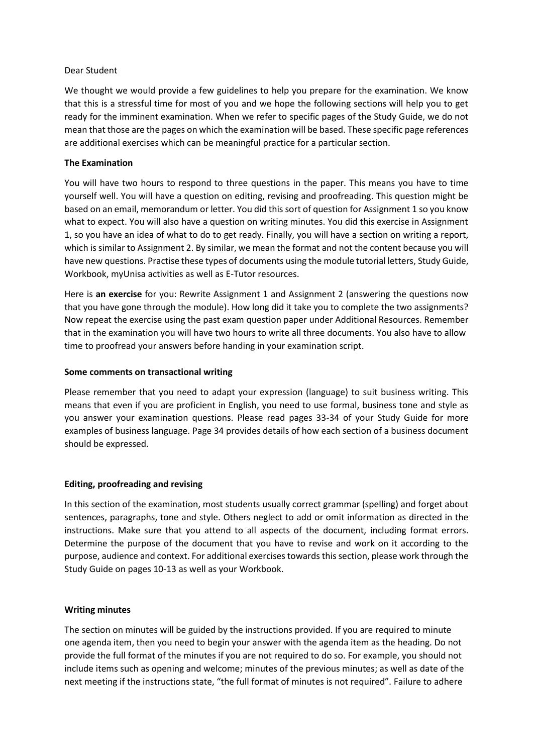Dear Student

We thought we would provide a few guidelines to help you prepare for the examination. We know that this is a stressful time for most of you and we hope the following sections will help you to get ready for the imminent examination. When we refer to specific pages of the Study Guide, we do not mean that those are the pages on which the examination will be based. These specific page references are additional exercises which can be meaningful practice for a particular section.

**The Examination**

You will have two hours to respond to three questions in the paper. This means you have to time yourself well. You will have a question on editing, revising and proofreading. This question might be based on an email, memorandum or letter. You did this sort of question for Assignment 1 so you know what to expect. You will also have a question on writing minutes. You did this exercise in Assignment 1, so you have an idea of what to do to get ready. Finally, you will have a section on writing a report, which is similar to Assignment 2. By similar, we mean the format and not the content because you will have new questions. Practise these types of documents using the module tutorial letters, Study Guide, Workbook, myUnisa activities as well as E-Tutor resources.

Here is **an exercise** for you: Rewrite Assignment 1 and Assignment 2 (answering the questions now that you have gone through the module). How long did it take you to complete the two assignments? Now repeat the exercise using the past exam question paper under Additional Resources. Remember that in the examination you will have two hours to write all three documents. You also have to allow time to proofread your answers before handing in your examination script.

**Some comments on transactional writing**

Please remember that you need to adapt your expression (language) to suit business writing. This means that even if you are proficient in English, you need to use formal, business tone and style as you answer your examination questions. Please read pages 33-34 of your Study Guide for more examples of business language. Page 34 provides details of how each section of a business document should be expressed.

**Editing, proofreading and revising**

In this section of the examination, most students usually correct grammar (spelling) and forget about sentences, paragraphs, tone and style. Others neglect to add or omit information as directed in the instructions. Make sure that you attend to all aspects of the document, including format errors. Determine the purpose of the document that you have to revise and work on it according to the purpose, audience and context. For additional exercises towards this section, please work through the Study Guide on pages 10-13 as well as your Workbook.

**Writing minutes**

The section on minutes will be guided by the instructions provided. If you are required to minute one agenda item, then you need to begin your answer with the agenda item as the heading. Do not provide the full format of the minutes if you are not required to do so. For example, you should not include items such as opening and welcome; minutes of the previous minutes; as well as date of the next meeting if the instructions state, "the full format of minutes is not required". Failure to adhere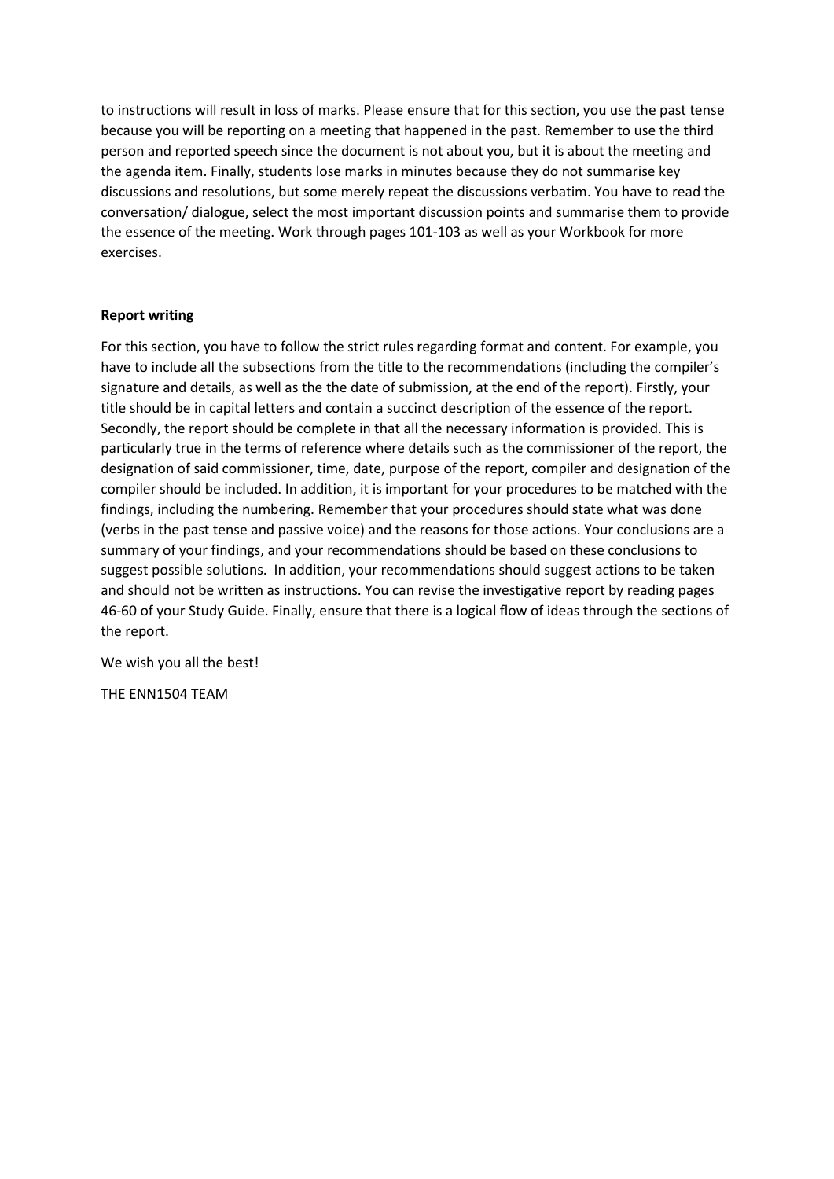to instructions will result in loss of marks. Please ensure that for this section, you use the past tense because you will be reporting on a meeting that happened in the past. Remember to use the third person and reported speech since the document is not about you, but it is about the meeting and the agenda item. Finally, students lose marks in minutes because they do not summarise key discussions and resolutions, but some merely repeat the discussions verbatim. You have to read the conversation/ dialogue, select the most important discussion points and summarise them to provide the essence of the meeting. Work through pages 101-103 as well as your Workbook for more exercises.

**Report writing**

For this section, you have to follow the strict rules regarding format and content. For example, you have to include all the subsections from the title to the recommendations (including the compiler's signature and details, as well as the the date of submission, at the end of the report). Firstly, your title should be in capital letters and contain a succinct description of the essence of the report. Secondly, the report should be complete in that all the necessary information is provided. This is particularly true in the terms of reference where details such as the commissioner of the report, the designation of said commissioner, time, date, purpose of the report, compiler and designation of the compiler should be included. In addition, it is important for your procedures to be matched with the findings, including the numbering. Remember that your procedures should state what was done (verbs in the past tense and passive voice) and the reasons for those actions. Your conclusions are a summary of your findings, and your recommendations should be based on these conclusions to suggest possible solutions. In addition, your recommendations should suggest actions to be taken and should not be written as instructions. You can revise the investigative report by reading pages 46-60 of your Study Guide. Finally, ensure that there is a logical flow of ideas through the sections of the report.

We wish you all the best!

THE ENN1504 TEAM